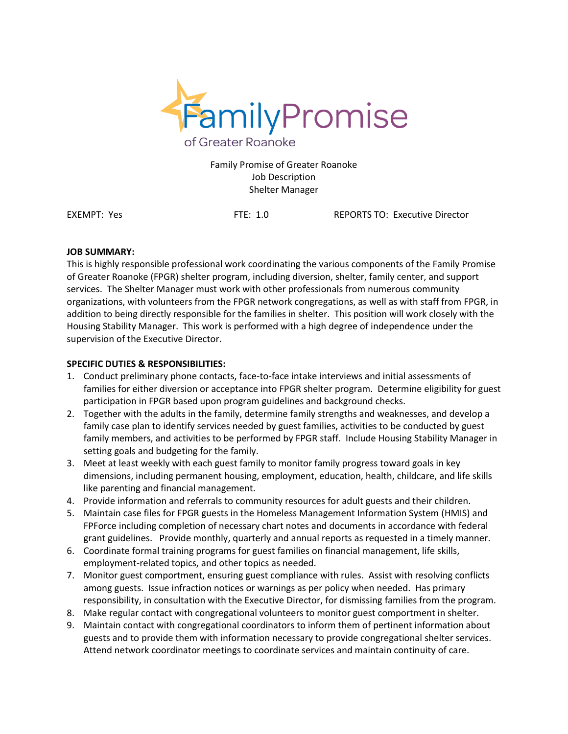Family Promise of Greater Roanoke

Family Promise of Greater Roanoke
Job Description
Shelter Manager

EXEMPT: Yes FTE: 1.0 REPORTS TO: Executive Director

**JOB SUMMARY:**

This is highly responsible professional work coordinating the various components of the Family Promise of Greater Roanoke (FPGR) shelter program, including diversion, shelter, family center, and support services. The Shelter Manager must work with other professionals from numerous community organizations, with volunteers from the FPGR network congregations, as well as with staff from FPGR, in addition to being directly responsible for the families in shelter. This position will work closely with the Housing Stability Manager. This work is performed with a high degree of independence under the supervision of the Executive Director.

**SPECIFIC DUTIES & RESPONSIBILITIES:**

1. Conduct preliminary phone contacts, face-to-face intake interviews and initial assessments of families for either diversion or acceptance into FPGR shelter program. Determine eligibility for guest participation in FPGR based upon program guidelines and background checks.
2. Together with the adults in the family, determine family strengths and weaknesses, and develop a family case plan to identify services needed by guest families, activities to be conducted by guest family members, and activities to be performed by FPGR staff. Include Housing Stability Manager in setting goals and budgeting for the family.
3. Meet at least weekly with each guest family to monitor family progress toward goals in key dimensions, including permanent housing, employment, education, health, childcare, and life skills like parenting and financial management.
4. Provide information and referrals to community resources for adult guests and their children.
5. Maintain case files for FPGR guests in the Homeless Management Information System (HMIS) and FPForce including completion of necessary chart notes and documents in accordance with federal grant guidelines. Provide monthly, quarterly and annual reports as requested in a timely manner.
6. Coordinate formal training programs for guest families on financial management, life skills, employment-related topics, and other topics as needed.
7. Monitor guest comportment, ensuring guest compliance with rules. Assist with resolving conflicts among guests. Issue infraction notices or warnings as per policy when needed. Has primary responsibility, in consultation with the Executive Director, for dismissing families from the program.
8. Make regular contact with congregational volunteers to monitor guest comportment in shelter.
9. Maintain contact with congregational coordinators to inform them of pertinent information about guests and to provide them with information necessary to provide congregational shelter services. Attend network coordinator meetings to coordinate services and maintain continuity of care.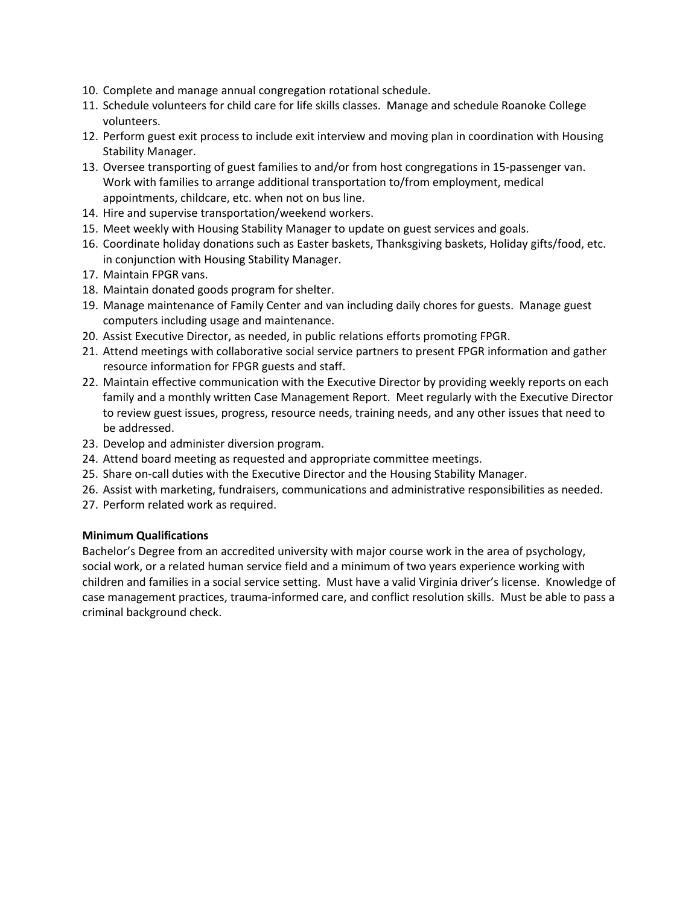10. Complete and manage annual congregation rotational schedule.
11. Schedule volunteers for child care for life skills classes. Manage and schedule Roanoke College volunteers.
12. Perform guest exit process to include exit interview and moving plan in coordination with Housing Stability Manager.
13. Oversee transporting of guest families to and/or from host congregations in 15-passenger van. Work with families to arrange additional transportation to/from employment, medical appointments, childcare, etc. when not on bus line.
14. Hire and supervise transportation/weekend workers.
15. Meet weekly with Housing Stability Manager to update on guest services and goals.
16. Coordinate holiday donations such as Easter baskets, Thanksgiving baskets, Holiday gifts/food, etc. in conjunction with Housing Stability Manager.
17. Maintain FPGR vans.
18. Maintain donated goods program for shelter.
19. Manage maintenance of Family Center and van including daily chores for guests. Manage guest computers including usage and maintenance.
20. Assist Executive Director, as needed, in public relations efforts promoting FPGR.
21. Attend meetings with collaborative social service partners to present FPGR information and gather resource information for FPGR guests and staff.
22. Maintain effective communication with the Executive Director by providing weekly reports on each family and a monthly written Case Management Report. Meet regularly with the Executive Director to review guest issues, progress, resource needs, training needs, and any other issues that need to be addressed.
23. Develop and administer diversion program.
24. Attend board meeting as requested and appropriate committee meetings.
25. Share on-call duties with the Executive Director and the Housing Stability Manager.
26. Assist with marketing, fundraisers, communications and administrative responsibilities as needed.
27. Perform related work as required.

**Minimum Qualifications**

Bachelor's Degree from an accredited university with major course work in the area of psychology, social work, or a related human service field and a minimum of two years experience working with children and families in a social service setting. Must have a valid Virginia driver's license. Knowledge of case management practices, trauma-informed care, and conflict resolution skills. Must be able to pass a criminal background check.